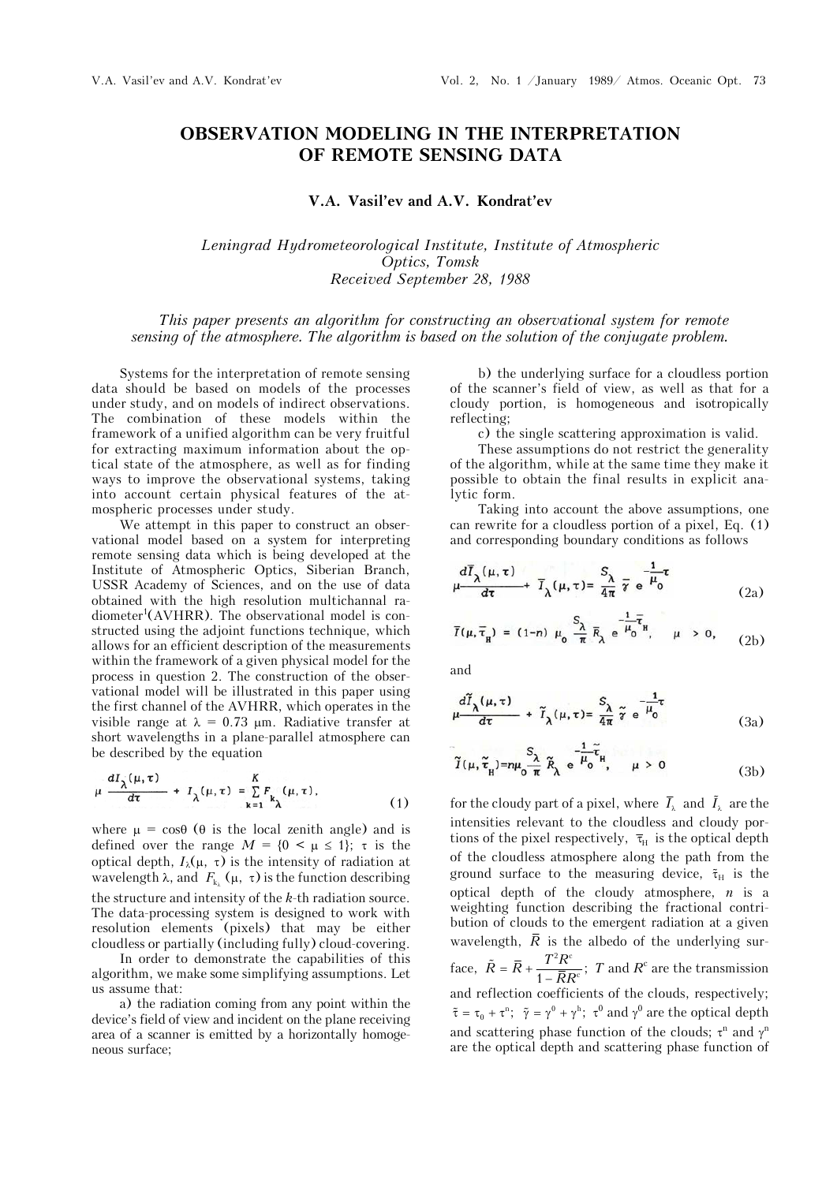# OBSERVATION MODELING IN THE INTERPRETATION OF REMOTE SENSING DATA

**V.A. Vasil'ev and A.V. Kondrat'ev**

*Leningrad Hydrometeorological Institute, Institute of Atmospheric Optics, Tomsk*
*Received September 28, 1988*

*This paper presents an algorithm for constructing an observational system for remote sensing of the atmosphere. The algorithm is based on the solution of the conjugate problem.*

Systems for the interpretation of remote sensing data should be based on models of the processes under study, and on models of indirect observations. The combination of these models within the framework of a unified algorithm can be very fruitful for extracting maximum information about the optical state of the atmosphere, as well as for finding ways to improve the observational systems, taking into account certain physical features of the atmospheric processes under study.

We attempt in this paper to construct an observational model based on a system for interpreting remote sensing data which is being developed at the Institute of Atmospheric Optics, Siberian Branch, USSR Academy of Sciences, and on the use of data obtained with the high resolution multichannal radiometer[1](AVHRR). The observational model is constructed using the adjoint functions technique, which allows for an efficient description of the measurements within the framework of a given physical model for the process in question 2. The construction of the observational model will be illustrated in this paper using the first channel of the AVHRR, which operates in the visible range at $\lambda$ = 0.73 μm. Radiative transfer at short wavelengths in a plane-parallel atmosphere can be described by the equation

$$\mu \frac{dI_{\lambda}(\mu, \tau)}{d\tau} + I_{\lambda}(\mu, \tau) = \sum_{k=1}^{K} F_{k_{\lambda}}(\mu, \tau), \tag{1}$$

where $\mu = \cos\theta$ ($\theta$ is the local zenith angle) and is defined over the range $M = \{0 < \mu \le 1\}$; $\tau$ is the optical depth, $I_{\lambda}(\mu, \tau)$ is the intensity of radiation at wavelength $\lambda$, and $F_{k_{\lambda}}(\mu, \tau)$ is the function describing the structure and intensity of the $k$-th radiation source. The data-processing system is designed to work with resolution elements (pixels) that may be either cloudless or partially (including fully) cloud-covering.

In order to demonstrate the capabilities of this algorithm, we make some simplifying assumptions. Let us assume that:

a) the radiation coming from any point within the device's field of view and incident on the plane receiving area of a scanner is emitted by a horizontally homogeneous surface;

b) the underlying surface for a cloudless portion of the scanner's field of view, as well as that for a cloudy portion, is homogeneous and isotropically reflecting;

c) the single scattering approximation is valid.

These assumptions do not restrict the generality of the algorithm, while at the same time they make it possible to obtain the final results in explicit analytic form.

Taking into account the above assumptions, one can rewrite for a cloudless portion of a pixel, Eq. (1) and corresponding boundary conditions as follows

$$\mu \frac{d\bar{I}_{\lambda}(\mu, \tau)}{d\tau} + \bar{I}_{\lambda}(\mu, \tau) = \frac{S_{\lambda}}{4\pi} \bar{\gamma}\, e^{-\frac{1}{\mu_0}\tau} \tag{2a}$$

$$\bar{I}(\mu, \bar{\tau}_{H}) = (1-n)\, \mu_0 \frac{S_{\lambda}}{\pi} \bar{R}_{\lambda}\, e^{-\frac{1}{\mu_0}\bar{\tau}_{H}}, \quad \mu > 0, \tag{2b}$$

and

$$\mu \frac{d\tilde{I}_{\lambda}(\mu, \tau)}{d\tau} + \tilde{I}_{\lambda}(\mu, \tau) = \frac{S_{\lambda}}{4\pi} \tilde{\gamma}\, e^{-\frac{1}{\mu_0}\tau} \tag{3a}$$

$$\tilde{I}(\mu, \tilde{\tau}_{H}) = n\mu_0 \frac{S_{\lambda}}{\pi} \tilde{R}_{\lambda}\, e^{-\frac{1}{\mu_0}\tilde{\tau}_{H}}, \quad \mu > 0 \tag{3b}$$

for the cloudy part of a pixel, where $\bar{I}_{\lambda}$ and $\tilde{I}_{\lambda}$ are the intensities relevant to the cloudless and cloudy portions of the pixel respectively, $\bar{\tau}_{H}$ is the optical depth of the cloudless atmosphere along the path from the ground surface to the measuring device, $\tilde{\tau}_{H}$ is the optical depth of the cloudy atmosphere, $n$ is a weighting function describing the fractional contribution of clouds to the emergent radiation at a given wavelength, $\bar{R}$ is the albedo of the underlying surface, $\tilde{R} = \bar{R} + \dfrac{T^2 R^c}{1 - \bar{R}R^c}$; $T$ and $R^c$ are the transmission and reflection coefficients of the clouds, respectively; $\tilde{\tau} = \tau_0 + \tau^n$; $\tilde{\gamma} = \gamma^0 + \gamma^n$; $\tau^0$ and $\gamma^0$ are the optical depth and scattering phase function of the clouds; $\tau^n$ and $\gamma^n$ are the optical depth and scattering phase function of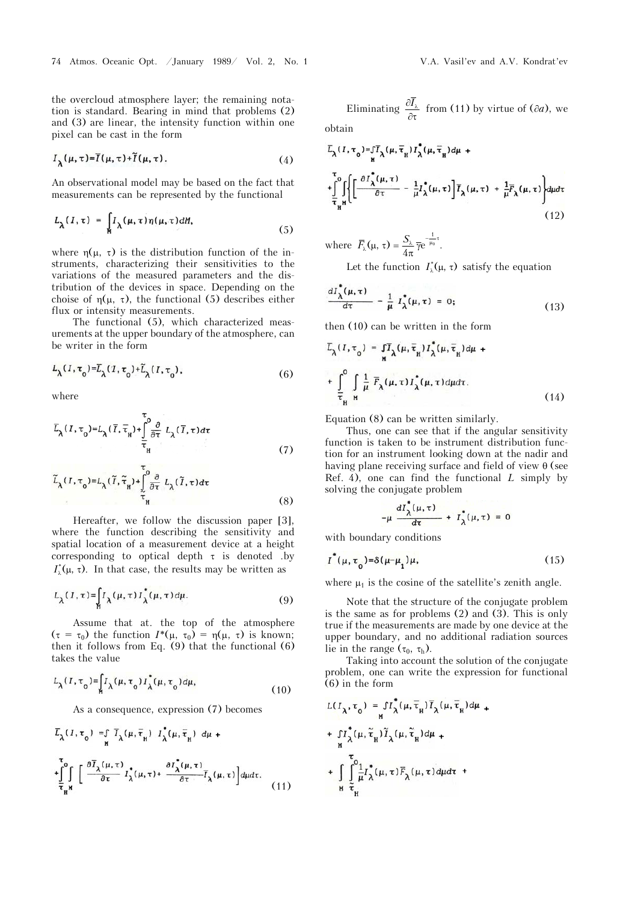the overcloud atmosphere layer; the remaining notation is standard. Bearing in mind that problems (2) and (3) are linear, the intensity function within one pixel can be cast in the form

$$I_\lambda(\mu,\tau)=\bar{I}(\mu,\tau)+\tilde{I}(\mu,\tau). \tag{4}$$

An observational model may be based on the fact that measurements can be represented by the functional

$$L_\lambda(I,\tau) = \int_M I_\lambda(\mu,\tau)\eta(\mu,\tau)dM, \tag{5}$$

where $\eta(\mu, \tau)$ is the distribution function of the instruments, characterizing their sensitivities to the variations of the measured parameters and the distribution of the devices in space. Depending on the choise of $\eta(\mu, \tau)$, the functional (5) describes either flux or intensity measurements.

The functional (5), which characterized measurements at the upper boundary of the atmosphere, can be writer in the form

$$L_\lambda(I,\tau_0)=\bar{L}_\lambda(I,\tau_0)+\tilde{L}_\lambda(I,\tau_0), \tag{6}$$

where

$$\bar{L}_\lambda(I,\tau_0)=L_\lambda(\bar{I},\bar{\tau}_H)+\int_{\bar{\tau}_H}^{\tau_0}\frac{\partial}{\partial\tau}L_\lambda(\bar{I},\tau)d\tau \tag{7}$$

$$\tilde{L}_\lambda(I,\tau_0)=L_\lambda(\tilde{I},\tilde{\tau}_H)+\int_{\tilde{\tau}_H}^{\tau_0}\frac{\partial}{\partial\tau}L_\lambda(\tilde{I},\tau)d\tau \tag{8}$$

Hereafter, we follow the discussion paper [3], where the function describing the sensitivity and spatial location of a measurement device at a height corresponding to optical depth $\tau$ is denoted by $I_\lambda^*(\mu, \tau)$. In that case, the results may be written as

$$L_\lambda(I,\tau)=\int_M I_\lambda(\mu,\tau)I_\lambda^*(\mu,\tau)d\mu. \tag{9}$$

Assume that at. the top of the atmosphere ($\tau = \tau_0$) the function $I^*(\mu, \tau_0) = \eta(\mu, \tau)$ is known; then it follows from Eq. (9) that the functional (6) takes the value

$$L_\lambda(I,\tau_0)=\int_M I_\lambda(\mu,\tau_0)I_\lambda^*(\mu,\tau_0)d\mu, \tag{10}$$

As a consequence, expression (7) becomes

$$\bar{L}_\lambda(I,\tau_0)=\int_M \bar{I}_\lambda(\mu,\bar{\tau}_H)\, I_\lambda^*(\mu,\bar{\tau}_H)\,d\mu + \int_{\bar{\tau}_H}^{\tau_0}\int_M\left[\frac{\partial\bar{I}_\lambda(\mu,\tau)}{\partial\tau}I_\lambda^*(\mu,\tau)+\frac{\partial I_\lambda^*(\mu,\tau)}{\partial\tau}\bar{I}_\lambda(\mu,\tau)\right]d\mu d\tau. \tag{11}$$

Eliminating $\frac{\partial\bar{I}_\lambda}{\partial\tau}$ from (11) by virtue of ($\partial a$), we obtain

$$\bar{L}_\lambda(I,\tau_0)=\int_M\bar{I}_\lambda(\mu,\bar{\tau}_H)I_\lambda^*(\mu,\bar{\tau}_H)d\mu + \int_{\bar{\tau}_H}^{\tau_0}\int_M\left\{\left[\frac{\partial I_\lambda^*(\mu,\tau)}{\partial\tau}-\frac{1}{\mu}I_\lambda^*(\mu,\tau)\right]\bar{I}_\lambda(\mu,\tau)+\frac{1}{\mu}\bar{F}_\lambda(\mu,\tau)\right\}d\mu d\tau \tag{12}$$

where $\bar{F}_\lambda(\mu,\tau)=\frac{S_\lambda}{4\pi}\bar{\gamma}e^{-\frac{1}{\mu_0}\tau}$.

Let the function $I_\lambda^*(\mu, \tau)$ satisfy the equation

$$\frac{dI_\lambda^*(\mu,\tau)}{d\tau}-\frac{1}{\mu}I_\lambda^*(\mu,\tau)=0; \tag{13}$$

then (10) can be written in the form

$$\bar{L}_\lambda(I,\tau_0)=\int_M\bar{I}_\lambda(\mu,\bar{\tau}_H)I_\lambda^*(\mu,\bar{\tau}_H)d\mu + \int_{\bar{\tau}_H}^{0}\int_M\frac{1}{\mu}\bar{F}_\lambda(\mu,\tau)I_\lambda^*(\mu,\tau)d\mu d\tau. \tag{14}$$

Equation (8) can be written similarly.

Thus, one can see that if the angular sensitivity function is taken to be instrument distribution function for an instrument looking down at the nadir and having plane receiving surface and field of view $\theta$ (see Ref. 4), one can find the functional $L$ simply by solving the conjugate problem

$$-\mu\frac{dI_\lambda^*(\mu,\tau)}{d\tau}+I_\lambda^*(\mu,\tau)=0$$

with boundary conditions

$$I^*(\mu,\tau_0)=\delta(\mu-\mu_1)\mu, \tag{15}$$

where $\mu_1$ is the cosine of the satellite's zenith angle.

Note that the structure of the conjugate problem is the same as for problems (2) and (3). This is only true if the measurements are made by one device at the upper boundary, and no additional radiation sources lie in the range ($\tau_0$, $\tau_h$).

Taking into account the solution of the conjugate problem, one can write the expression for functional (6) in the form

$$L(I_\lambda,\tau_0)=\int_M I_\lambda^*(\mu,\bar{\tau}_H)\bar{I}_\lambda(\mu,\bar{\tau}_H)d\mu + \int_M I_\lambda^*(\mu,\tilde{\tau}_H)\tilde{I}_\lambda(\mu,\tilde{\tau}_H)d\mu + \int_M\int_{\tilde{\tau}_H}^{\tau_0}\frac{1}{\mu}I_\lambda^*(\mu,\tau)\bar{F}_\lambda(\mu,\tau)d\mu d\tau +$$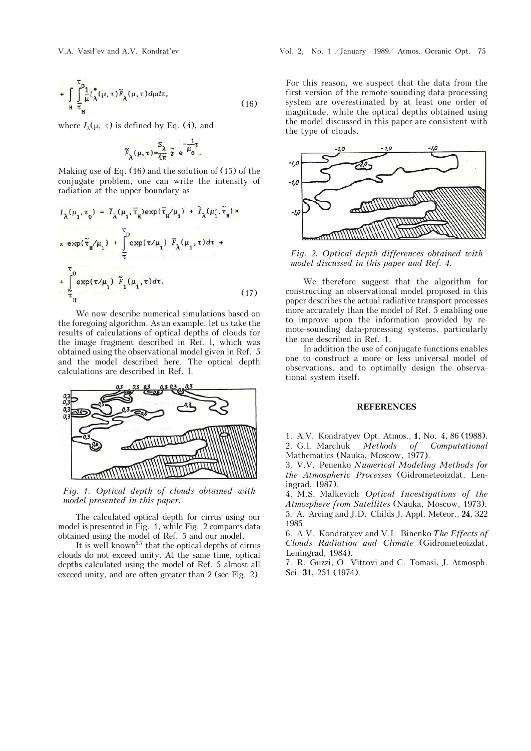$$+ \int_{H} \int_{\bar{\tau}_H}^{\tau_0} \frac{1}{\mu} I_\lambda^*(\mu,\tau) \tilde{F}_\lambda(\mu,\tau) d\mu d\tau, \tag{16}$$

where $I_\lambda(\mu, \tau)$ is defined by Eq. (4), and

$$\tilde{F}_\lambda(\mu,\tau) = \frac{S_\lambda}{4\pi} \tilde{\gamma} e^{-\frac{1}{\mu_0}\tau}.$$

Making use of Eq. (16) and the solution of (15) of the conjugate problem, one can write the intensity of radiation at the upper boundary as

$$I_\lambda(\mu_1,\tau_0) = \bar{I}_\lambda(\mu_1,\bar{\tau}_H)\exp(\bar{\tau}_H/\mu_1) + \tilde{I}_\lambda(\mu_1^-,\tilde{\tau}_H) \times$$

$$\times \exp(\tilde{\tau}_H/\mu_1) + \int_{\bar{\tau}}^{\tau_0} \exp(\tau/\mu_1)\, \bar{F}_\lambda(\mu_1,\tau)d\tau +$$

$$+ \int_{\tilde{\tau}_H}^{\tau_0} \exp(\tau/\mu_1)\, \tilde{F}_1(\mu_1,\tau)d\tau. \tag{17}$$

We now describe numerical simulations based on the foregoing algorithm. As an example, let us take the results of calculations of optical depths of clouds for the image fragment described in Ref. l, which was obtained using the observational model given in Ref. 5 and the model described here. The optical depth calculations are described in Ref. l.

0,3 0,3 0,3 0,3 0,3 0,3 0,6 0,6 0,3 0,3 0,3 0,3 0,6 0,3 0,3 0,6 0,3 0,3 0,6

*Fig. 1. Optical depth of clouds obtained with model presented in this paper.*

The calculated optical depth for cirrus using our model is presented in Fig. 1, while Fig. 2 compares data obtained using the model of Ref. 5 and our model.

It is well known[6,7] that the optical depths of cirrus clouds do not exceed unity. At the same time, optical depths calculated using the model of Ref. 5 almost all exceed unity, and are often greater than 2 (see Fig. 2).

For this reason, we suspect that the data from the first version of the remote-sounding data-processing system are overestimated by at least one order of magnitude, while the optical depths obtained using the model discussed in this paper are consistent with the type of clouds.

-1,0 -1,0 -1,0 -1,0 2,0 -1,0 -1,0

*Fig. 2. Optical depth differences obtained with model discussed in this paper and Ref. 4.*

We therefore suggest that the algorithm for constructing an observational model proposed in this paper describes the actual radiative transport processes more accurately than the model of Ref. 5 enabling one to improve upon the information provided by remote-sounding data-processing systems, particularly the one described in Ref. 1.

In addition the use of conjugate functions enables one to construct a more or less universal model of observations, and to optimally design the observational system itself.

## REFERENCES

1. A.V. Kondratyev Opt. Atmos., **1**, No. 4, 86 (1988).
2. G.I. Marchuk *Methods of Computational* Mathematics (Nauka, Moscow, 1977).
3. V.V. Penenko *Numerical Modeling Methods for the Atmospheric Processes* (Gidrometeoizdat, Leningrad, 1987).
4. M.S. Malkevich *Optical Investigations of the Atmosphere from Satellites* (Nauka, Moscow, 1973).
5. A. Arcing and J.D. Childs J. Appl. Meteor., **24**, 322 1985.
6. A.V. Kondratyev and V.I. Binenko *The Effects of Clouds Radiation and Climate* (Gidrometeoizdat, Leningrad, 1984).
7. R. Guzzi, O. Vittovi and C. Tomasi, J. Atmosph. Sci. **31**, 251 (1974).